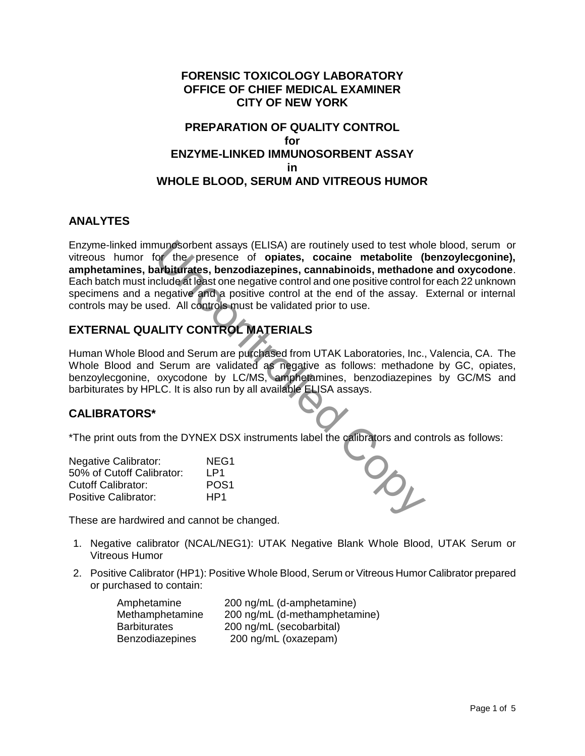# FORENSIC TOXICOLOGY LABORATORY
# OFFICE OF CHIEF MEDICAL EXAMINER
# CITY OF NEW YORK

## PREPARATION OF QUALITY CONTROL for ENZYME-LINKED IMMUNOSORBENT ASSAY in WHOLE BLOOD, SERUM AND VITREOUS HUMOR

## ANALYTES

Enzyme-linked immunosorbent assays (ELISA) are routinely used to test whole blood, serum or vitreous humor for the presence of **opiates, cocaine metabolite (benzoylecgonine), amphetamines, barbiturates, benzodiazepines, cannabinoids, methadone and oxycodone**. Each batch must include at least one negative control and one positive control for each 22 unknown specimens and a negative and a positive control at the end of the assay. External or internal controls may be used. All controls must be validated prior to use.

## EXTERNAL QUALITY CONTROL MATERIALS

Human Whole Blood and Serum are purchased from UTAK Laboratories, Inc., Valencia, CA. The Whole Blood and Serum are validated as negative as follows: methadone by GC, opiates, benzoylecgonine, oxycodone by LC/MS, amphetamines, benzodiazepines by GC/MS and barbiturates by HPLC. It is also run by all available ELISA assays.

## CALIBRATORS*

*The print outs from the DYNEX DSX instruments label the calibrators and controls as follows:

| | |
|---|---|
| Negative Calibrator: | NEG1 |
| 50% of Cutoff Calibrator: | LP1 |
| Cutoff Calibrator: | POS1 |
| Positive Calibrator: | HP1 |

These are hardwired and cannot be changed.

1. Negative calibrator (NCAL/NEG1): UTAK Negative Blank Whole Blood, UTAK Serum or Vitreous Humor
2. Positive Calibrator (HP1): Positive Whole Blood, Serum or Vitreous Humor Calibrator prepared or purchased to contain:

| | |
|---|---|
| Amphetamine | 200 ng/mL (d-amphetamine) |
| Methamphetamine | 200 ng/mL (d-methamphetamine) |
| Barbiturates | 200 ng/mL (secobarbital) |
| Benzodiazepines | 200 ng/mL (oxazepam) |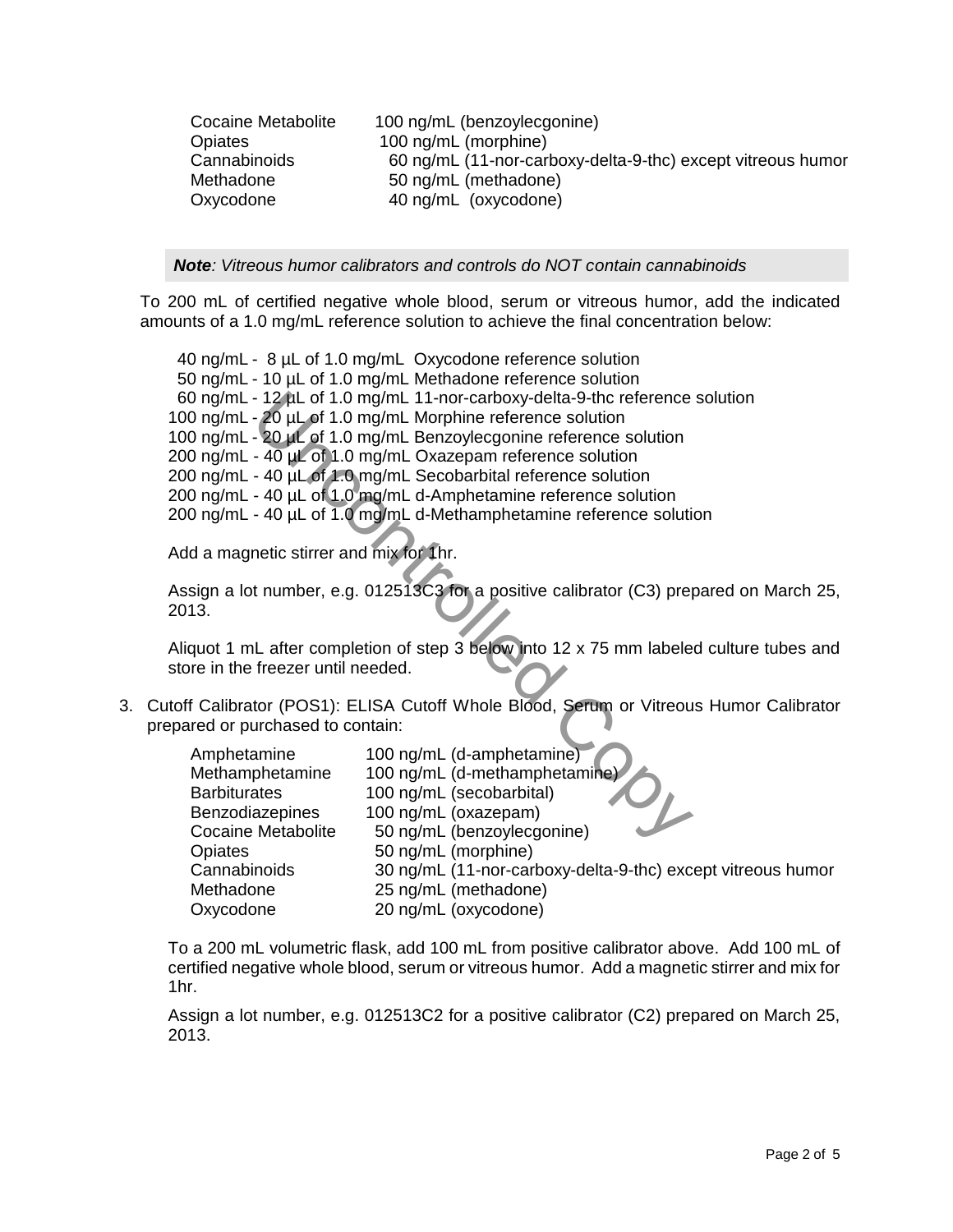| | |
|---|---|
| Cocaine Metabolite | 100 ng/mL (benzoylecgonine) |
| Opiates | 100 ng/mL (morphine) |
| Cannabinoids | 60 ng/mL (11-nor-carboxy-delta-9-thc) except vitreous humor |
| Methadone | 50 ng/mL (methadone) |
| Oxycodone | 40 ng/mL (oxycodone) |

***Note**: Vitreous humor calibrators and controls do NOT contain cannabinoids*

To 200 mL of certified negative whole blood, serum or vitreous humor, add the indicated amounts of a 1.0 mg/mL reference solution to achieve the final concentration below:

40 ng/mL - 8 µL of 1.0 mg/mL Oxycodone reference solution
50 ng/mL - 10 µL of 1.0 mg/mL Methadone reference solution
60 ng/mL - 12 µL of 1.0 mg/mL 11-nor-carboxy-delta-9-thc reference solution
100 ng/mL - 20 µL of 1.0 mg/mL Morphine reference solution
100 ng/mL - 20 µL of 1.0 mg/mL Benzoylecgonine reference solution
200 ng/mL - 40 µL of 1.0 mg/mL Oxazepam reference solution
200 ng/mL - 40 µL of 1.0 mg/mL Secobarbital reference solution
200 ng/mL - 40 µL of 1.0 mg/mL d-Amphetamine reference solution
200 ng/mL - 40 µL of 1.0 mg/mL d-Methamphetamine reference solution

Add a magnetic stirrer and mix for 1hr.

Assign a lot number, e.g. 012513C3 for a positive calibrator (C3) prepared on March 25, 2013.

Aliquot 1 mL after completion of step 3 below into 12 x 75 mm labeled culture tubes and store in the freezer until needed.

3. Cutoff Calibrator (POS1): ELISA Cutoff Whole Blood, Serum or Vitreous Humor Calibrator prepared or purchased to contain:

| | |
|---|---|
| Amphetamine | 100 ng/mL (d-amphetamine) |
| Methamphetamine | 100 ng/mL (d-methamphetamine) |
| Barbiturates | 100 ng/mL (secobarbital) |
| Benzodiazepines | 100 ng/mL (oxazepam) |
| Cocaine Metabolite | 50 ng/mL (benzoylecgonine) |
| Opiates | 50 ng/mL (morphine) |
| Cannabinoids | 30 ng/mL (11-nor-carboxy-delta-9-thc) except vitreous humor |
| Methadone | 25 ng/mL (methadone) |
| Oxycodone | 20 ng/mL (oxycodone) |

To a 200 mL volumetric flask, add 100 mL from positive calibrator above. Add 100 mL of certified negative whole blood, serum or vitreous humor. Add a magnetic stirrer and mix for 1hr.

Assign a lot number, e.g. 012513C2 for a positive calibrator (C2) prepared on March 25, 2013.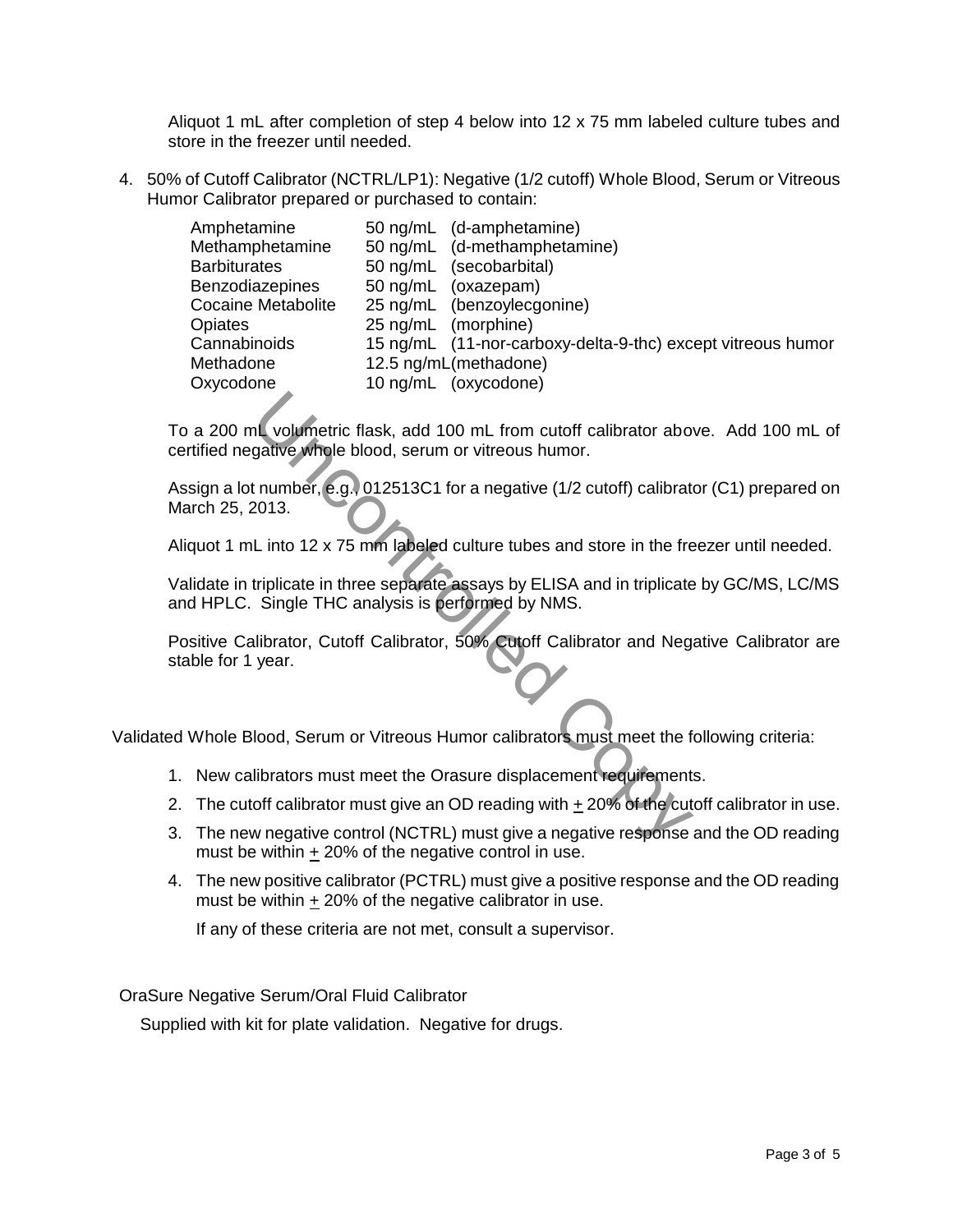Aliquot 1 mL after completion of step 4 below into 12 x 75 mm labeled culture tubes and store in the freezer until needed.

4. 50% of Cutoff Calibrator (NCTRL/LP1): Negative (1/2 cutoff) Whole Blood, Serum or Vitreous Humor Calibrator prepared or purchased to contain:

| | | |
|---|---|---|
| Amphetamine | 50 ng/mL | (d-amphetamine) |
| Methamphetamine | 50 ng/mL | (d-methamphetamine) |
| Barbiturates | 50 ng/mL | (secobarbital) |
| Benzodiazepines | 50 ng/mL | (oxazepam) |
| Cocaine Metabolite | 25 ng/mL | (benzoylecgonine) |
| Opiates | 25 ng/mL | (morphine) |
| Cannabinoids | 15 ng/mL | (11-nor-carboxy-delta-9-thc) except vitreous humor |
| Methadone | 12.5 ng/mL | (methadone) |
| Oxycodone | 10 ng/mL | (oxycodone) |

To a 200 mL volumetric flask, add 100 mL from cutoff calibrator above. Add 100 mL of certified negative whole blood, serum or vitreous humor.

Assign a lot number, e.g., 012513C1 for a negative (1/2 cutoff) calibrator (C1) prepared on March 25, 2013.

Aliquot 1 mL into 12 x 75 mm labeled culture tubes and store in the freezer until needed.

Validate in triplicate in three separate assays by ELISA and in triplicate by GC/MS, LC/MS and HPLC. Single THC analysis is performed by NMS.

Positive Calibrator, Cutoff Calibrator, 50% Cutoff Calibrator and Negative Calibrator are stable for 1 year.

Validated Whole Blood, Serum or Vitreous Humor calibrators must meet the following criteria:

1. New calibrators must meet the Orasure displacement requirements.
2. The cutoff calibrator must give an OD reading with ± 20% of the cutoff calibrator in use.
3. The new negative control (NCTRL) must give a negative response and the OD reading must be within ± 20% of the negative control in use.
4. The new positive calibrator (PCTRL) must give a positive response and the OD reading must be within ± 20% of the negative calibrator in use.

   If any of these criteria are not met, consult a supervisor.

OraSure Negative Serum/Oral Fluid Calibrator

Supplied with kit for plate validation. Negative for drugs.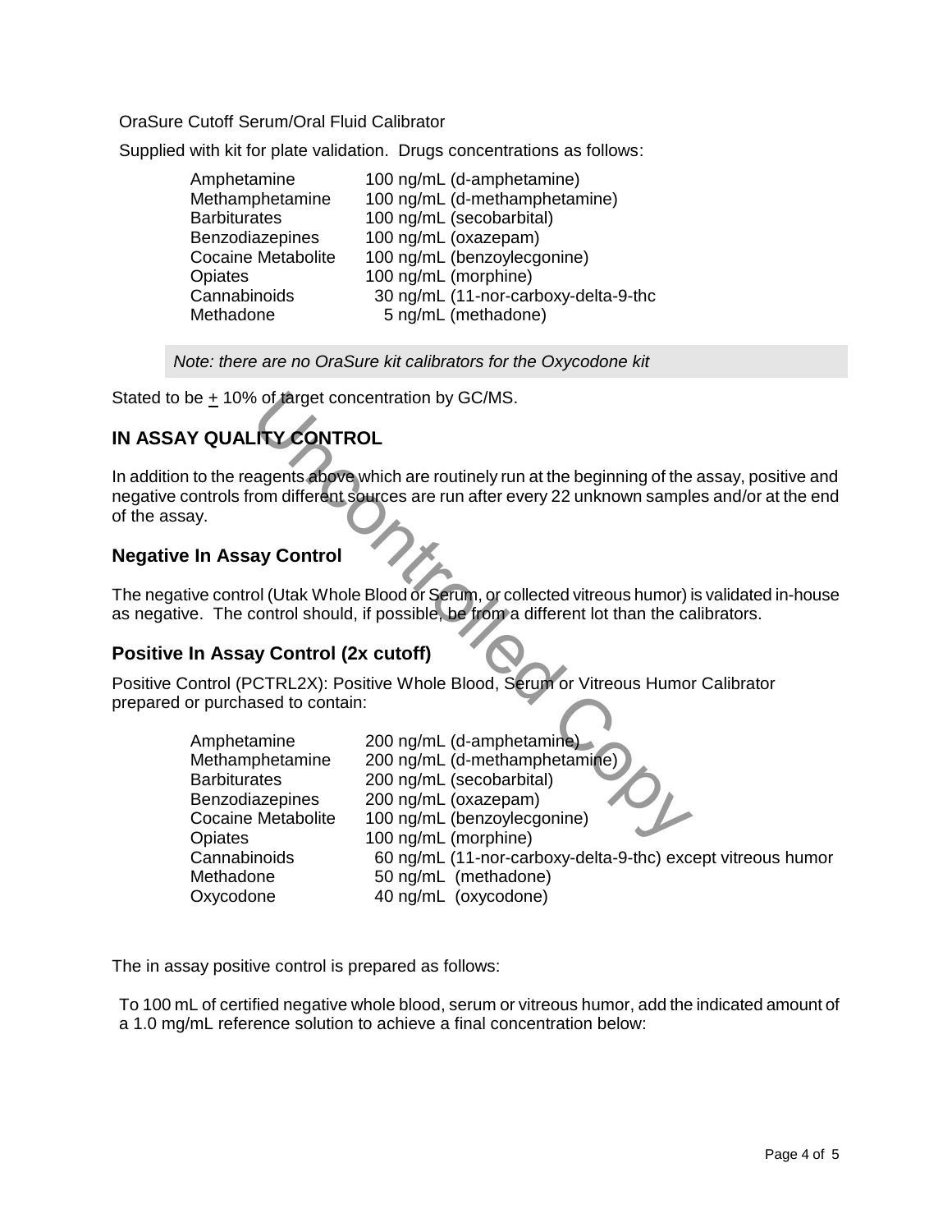OraSure Cutoff Serum/Oral Fluid Calibrator

Supplied with kit for plate validation. Drugs concentrations as follows:

| | |
|---|---|
| Amphetamine | 100 ng/mL (d-amphetamine) |
| Methamphetamine | 100 ng/mL (d-methamphetamine) |
| Barbiturates | 100 ng/mL (secobarbital) |
| Benzodiazepines | 100 ng/mL (oxazepam) |
| Cocaine Metabolite | 100 ng/mL (benzoylecgonine) |
| Opiates | 100 ng/mL (morphine) |
| Cannabinoids | 30 ng/mL (11-nor-carboxy-delta-9-thc |
| Methadone | 5 ng/mL (methadone) |

*Note: there are no OraSure kit calibrators for the Oxycodone kit*

Stated to be ± 10% of target concentration by GC/MS.

## IN ASSAY QUALITY CONTROL

In addition to the reagents above which are routinely run at the beginning of the assay, positive and negative controls from different sources are run after every 22 unknown samples and/or at the end of the assay.

### Negative In Assay Control

The negative control (Utak Whole Blood or Serum, or collected vitreous humor) is validated in-house as negative. The control should, if possible, be from a different lot than the calibrators.

### Positive In Assay Control (2x cutoff)

Positive Control (PCTRL2X): Positive Whole Blood, Serum or Vitreous Humor Calibrator prepared or purchased to contain:

| | |
|---|---|
| Amphetamine | 200 ng/mL (d-amphetamine) |
| Methamphetamine | 200 ng/mL (d-methamphetamine) |
| Barbiturates | 200 ng/mL (secobarbital) |
| Benzodiazepines | 200 ng/mL (oxazepam) |
| Cocaine Metabolite | 100 ng/mL (benzoylecgonine) |
| Opiates | 100 ng/mL (morphine) |
| Cannabinoids | 60 ng/mL (11-nor-carboxy-delta-9-thc) except vitreous humor |
| Methadone | 50 ng/mL (methadone) |
| Oxycodone | 40 ng/mL (oxycodone) |

The in assay positive control is prepared as follows:

To 100 mL of certified negative whole blood, serum or vitreous humor, add the indicated amount of a 1.0 mg/mL reference solution to achieve a final concentration below: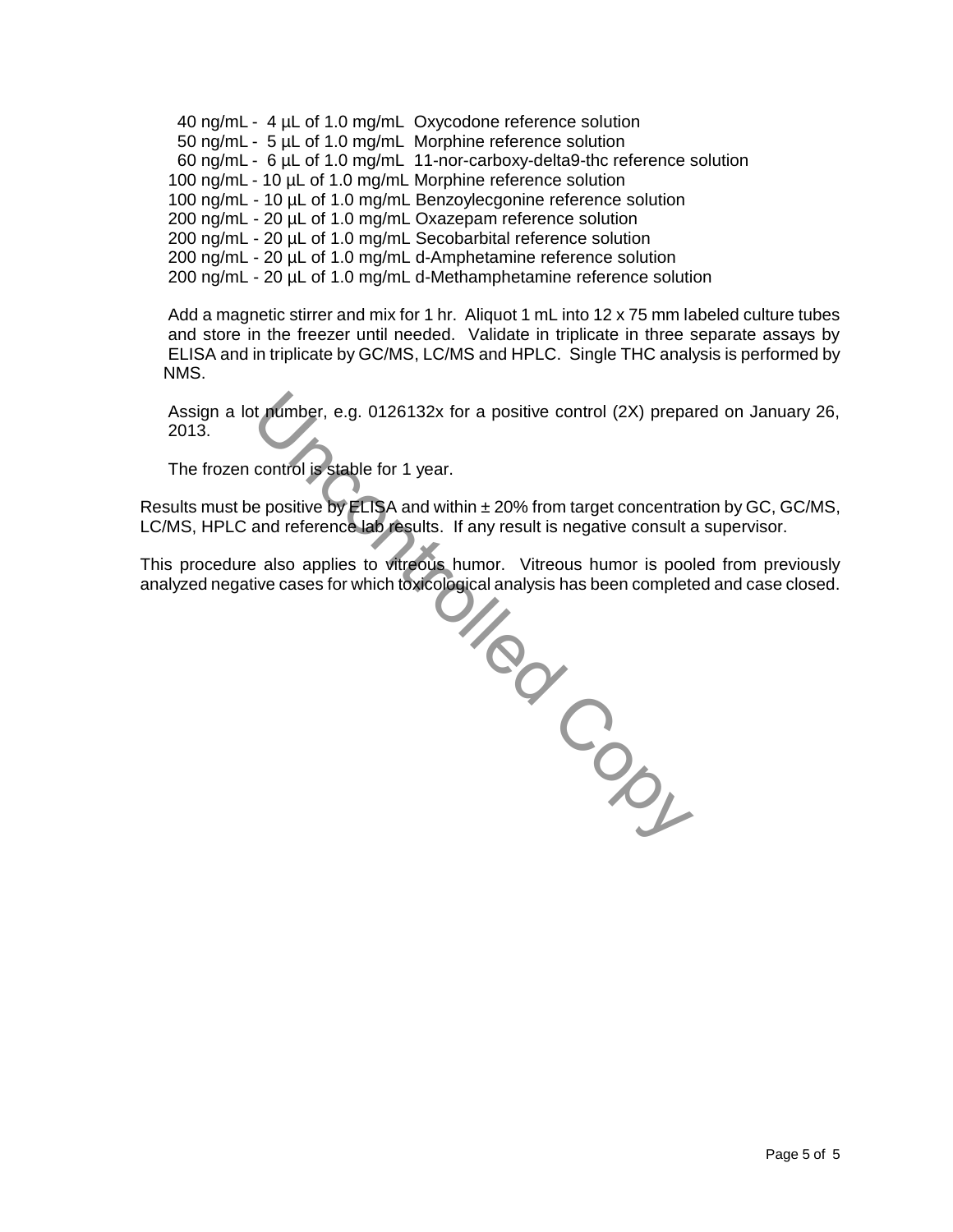40 ng/mL - 4 µL of 1.0 mg/mL Oxycodone reference solution
50 ng/mL - 5 µL of 1.0 mg/mL Morphine reference solution
60 ng/mL - 6 µL of 1.0 mg/mL 11-nor-carboxy-delta9-thc reference solution
100 ng/mL - 10 µL of 1.0 mg/mL Morphine reference solution
100 ng/mL - 10 µL of 1.0 mg/mL Benzoylecgonine reference solution
200 ng/mL - 20 µL of 1.0 mg/mL Oxazepam reference solution
200 ng/mL - 20 µL of 1.0 mg/mL Secobarbital reference solution
200 ng/mL - 20 µL of 1.0 mg/mL d-Amphetamine reference solution
200 ng/mL - 20 µL of 1.0 mg/mL d-Methamphetamine reference solution

Add a magnetic stirrer and mix for 1 hr. Aliquot 1 mL into 12 x 75 mm labeled culture tubes and store in the freezer until needed. Validate in triplicate in three separate assays by ELISA and in triplicate by GC/MS, LC/MS and HPLC. Single THC analysis is performed by NMS.

Assign a lot number, e.g. 0126132x for a positive control (2X) prepared on January 26, 2013.

The frozen control is stable for 1 year.

Results must be positive by ELISA and within ± 20% from target concentration by GC, GC/MS, LC/MS, HPLC and reference lab results. If any result is negative consult a supervisor.

This procedure also applies to vitreous humor. Vitreous humor is pooled from previously analyzed negative cases for which toxicological analysis has been completed and case closed.